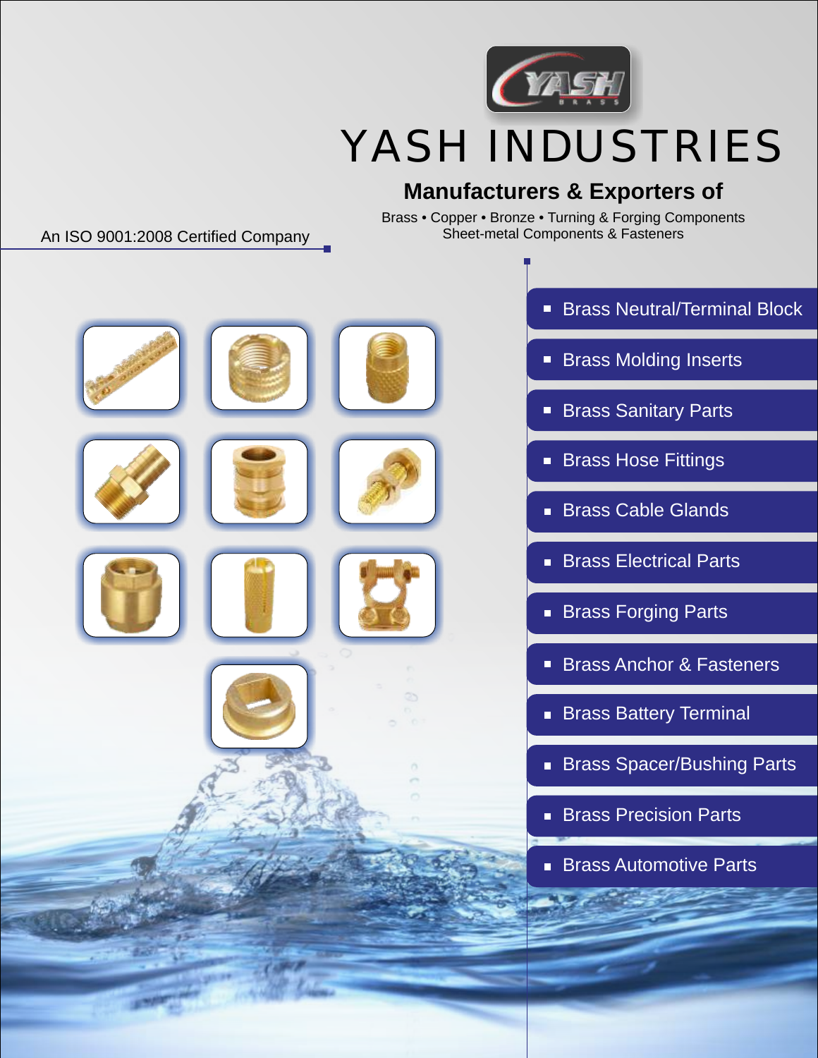# YASH INDUSTRIES

## Manufacturers & Exporters of

Brass • Copper • Bronze • Turning & Forging Components
Sheet-metal Components & Fasteners

An ISO 9001:2008 Certified Company

- Brass Neutral/Terminal Block
- Brass Molding Inserts
- Brass Sanitary Parts
- Brass Hose Fittings
- Brass Cable Glands
- Brass Electrical Parts
- Brass Forging Parts
- Brass Anchor & Fasteners
- Brass Battery Terminal
- Brass Spacer/Bushing Parts
- Brass Precision Parts
- Brass Automotive Parts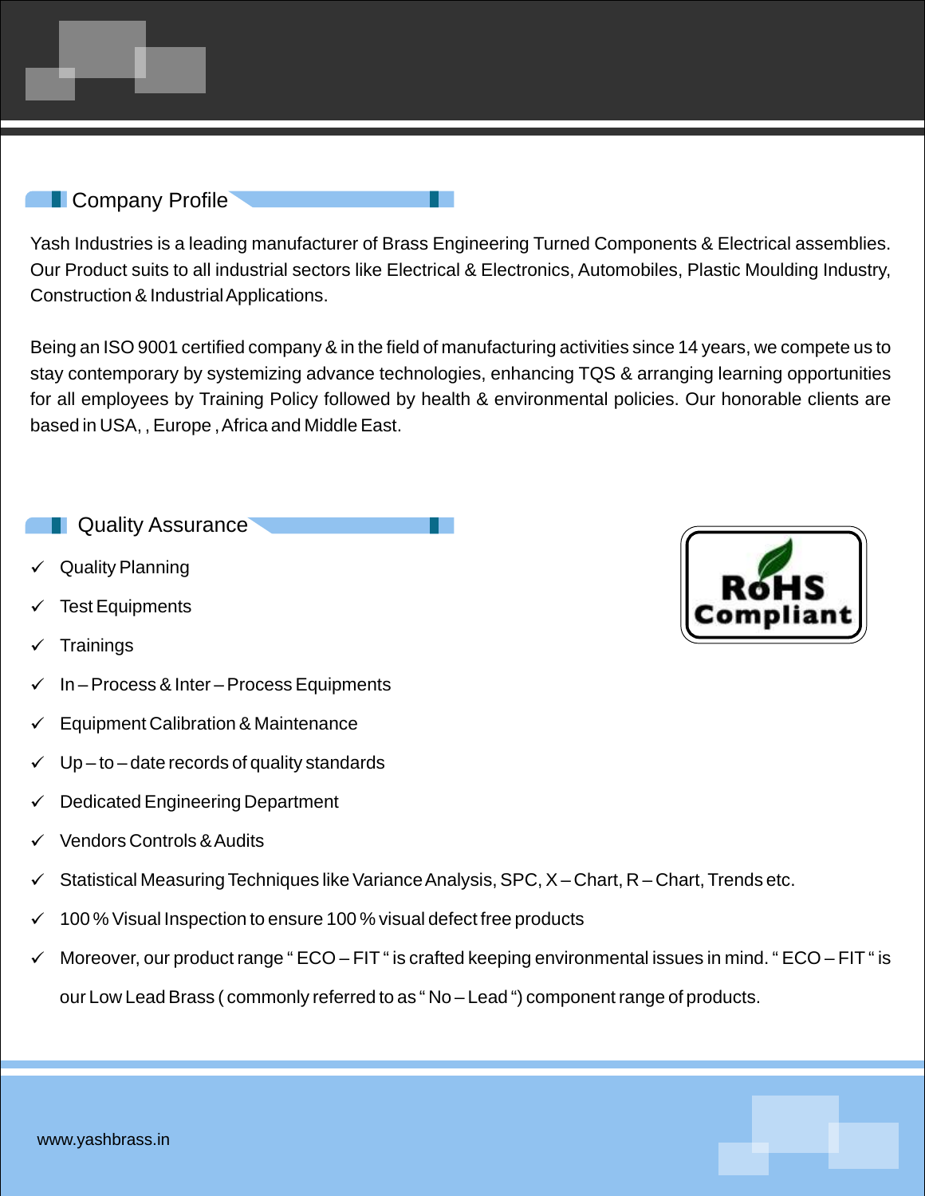## Company Profile

Yash Industries is a leading manufacturer of Brass Engineering Turned Components & Electrical assemblies. Our Product suits to all industrial sectors like Electrical & Electronics, Automobiles, Plastic Moulding Industry, Construction & Industrial Applications.

Being an ISO 9001 certified company & in the field of manufacturing activities since 14 years, we compete us to stay contemporary by systemizing advance technologies, enhancing TQS & arranging learning opportunities for all employees by Training Policy followed by health & environmental policies. Our honorable clients are based in USA, , Europe , Africa and Middle East.

## Quality Assurance

RoHS Compliant

- ✓ Quality Planning
- ✓ Test Equipments
- ✓ Trainings
- ✓ In – Process & Inter – Process Equipments
- ✓ Equipment Calibration & Maintenance
- ✓ Up – to – date records of quality standards
- ✓ Dedicated Engineering Department
- ✓ Vendors Controls & Audits
- ✓ Statistical Measuring Techniques like Variance Analysis, SPC, X – Chart, R – Chart, Trends etc.
- ✓ 100 % Visual Inspection to ensure 100 % visual defect free products
- ✓ Moreover, our product range " ECO – FIT " is crafted keeping environmental issues in mind. " ECO – FIT " is our Low Lead Brass ( commonly referred to as " No – Lead ") component range of products.

www.yashbrass.in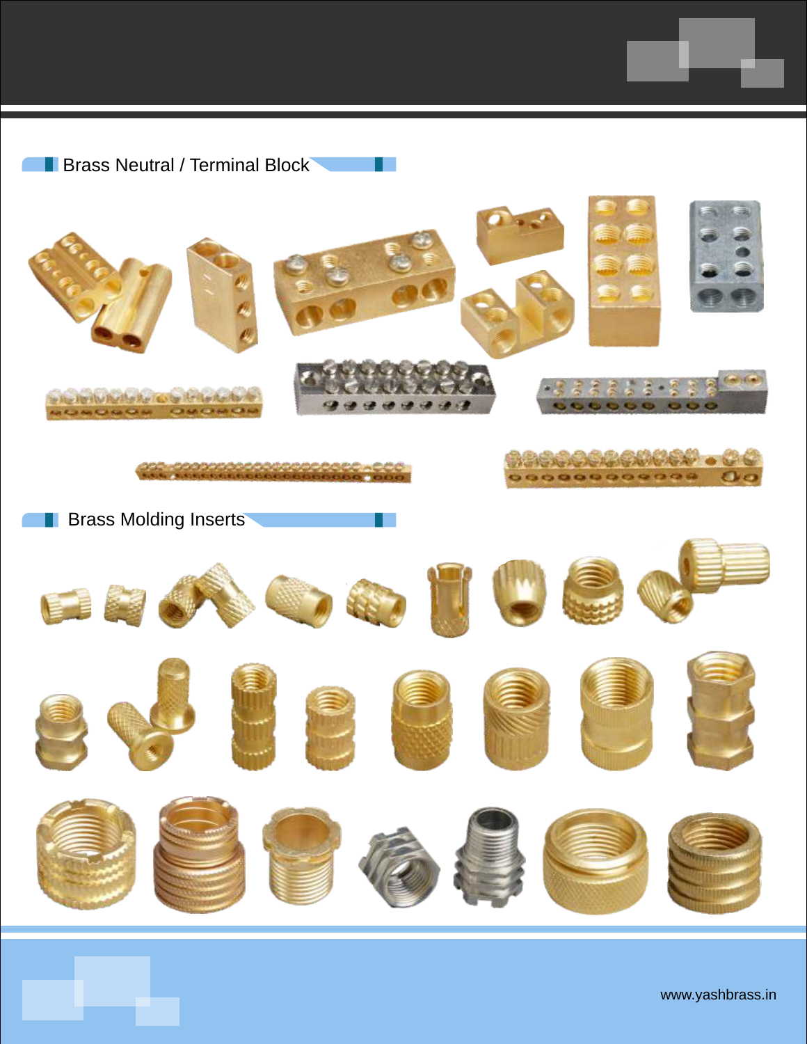## Brass Neutral / Terminal Block

## Brass Molding Inserts

www.yashbrass.in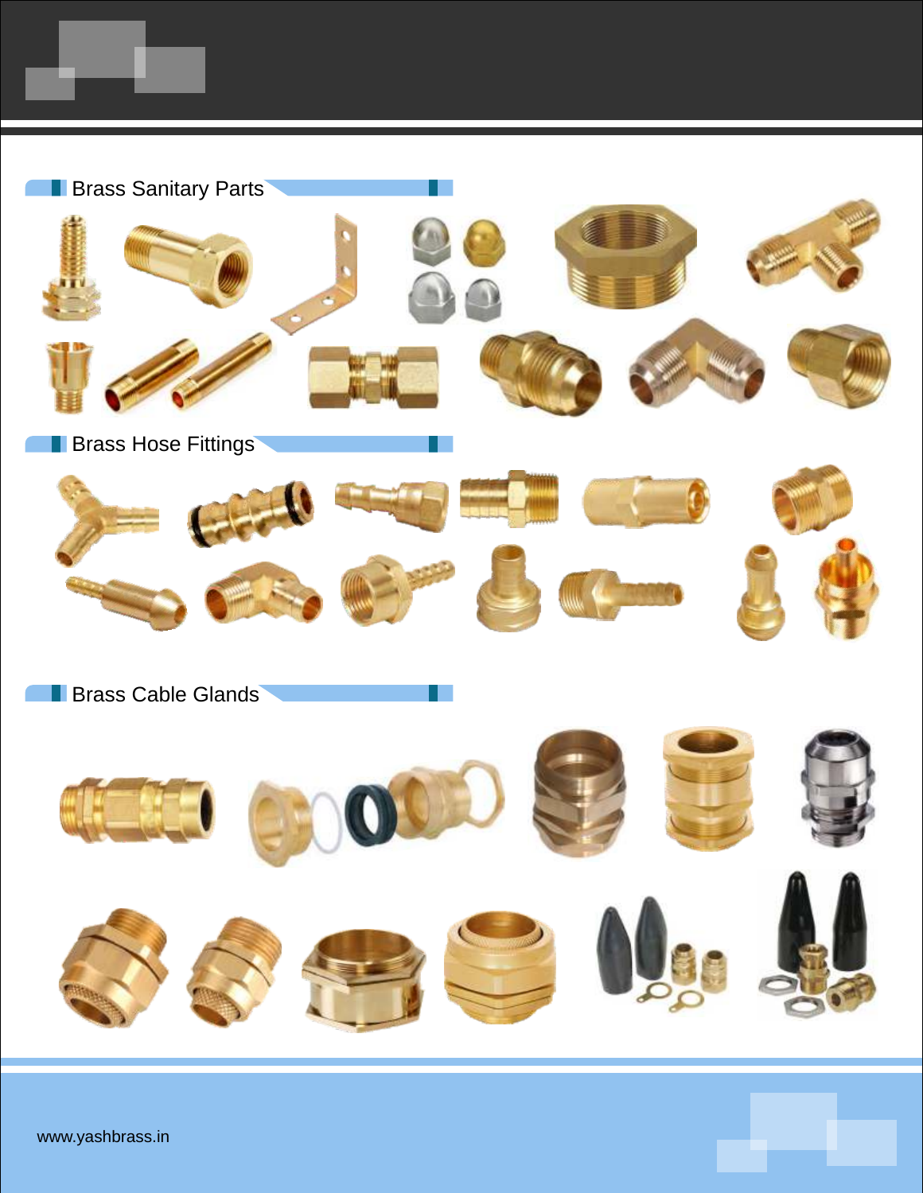## Brass Sanitary Parts

## Brass Hose Fittings

## Brass Cable Glands

www.yashbrass.in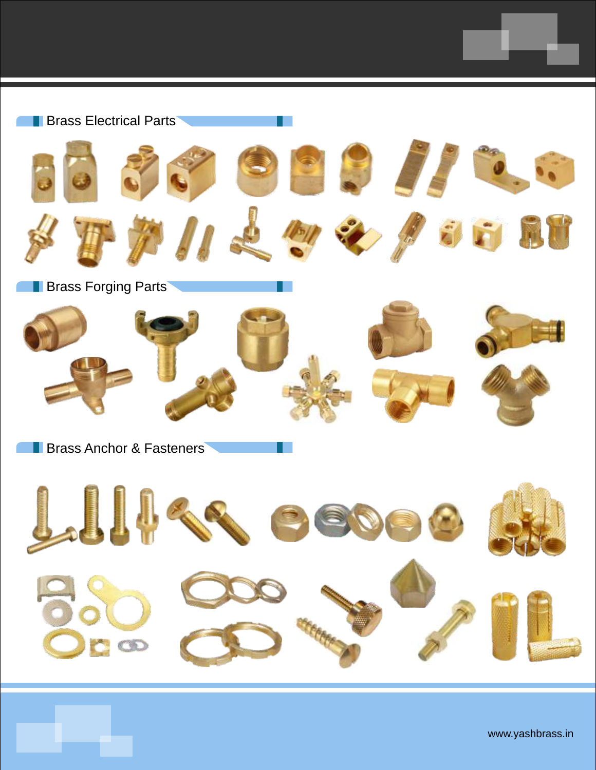## Brass Electrical Parts

## Brass Forging Parts

## Brass Anchor & Fasteners

www.yashbrass.in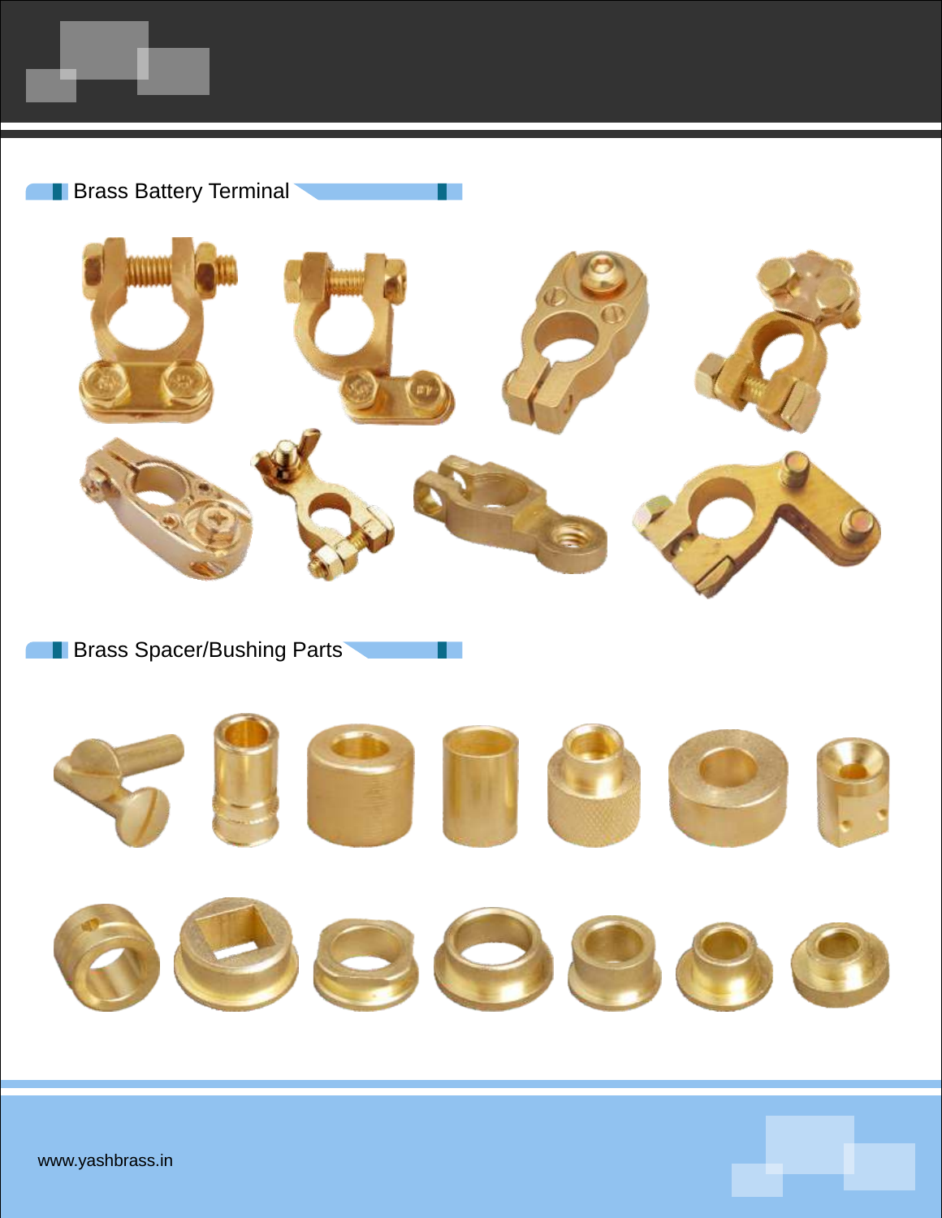## Brass Battery Terminal

## Brass Spacer/Bushing Parts

www.yashbrass.in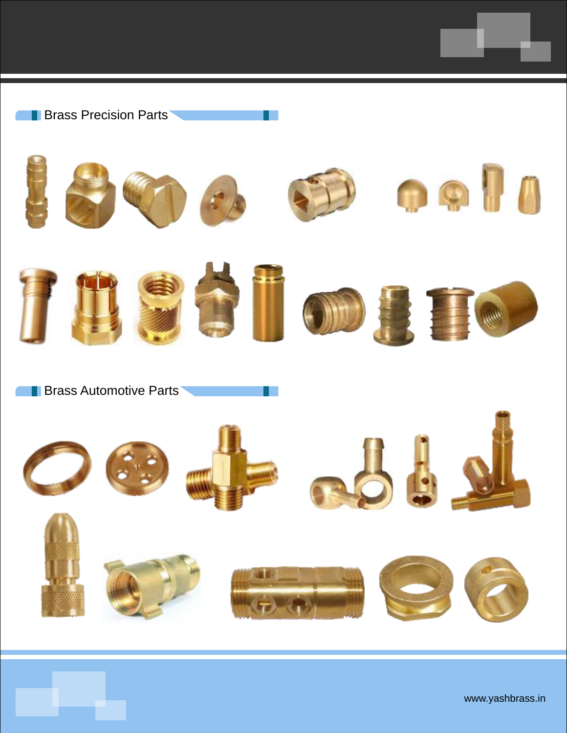## Brass Precision Parts

## Brass Automotive Parts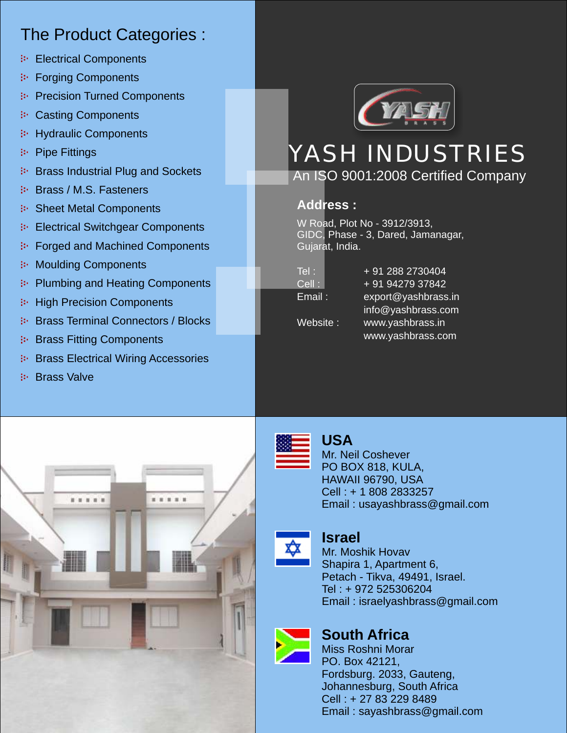## The Product Categories :

- Electrical Components
- Forging Components
- Precision Turned Components
- Casting Components
- Hydraulic Components
- Pipe Fittings
- Brass Industrial Plug and Sockets
- Brass / M.S. Fasteners
- Sheet Metal Components
- Electrical Switchgear Components
- Forged and Machined Components
- Moulding Components
- Plumbing and Heating Components
- High Precision Components
- Brass Terminal Connectors / Blocks
- Brass Fitting Components
- Brass Electrical Wiring Accessories
- Brass Valve

# YASH INDUSTRIES

An ISO 9001:2008 Certified Company

### Address :

W Road, Plot No - 3912/3913,
GIDC, Phase - 3, Dared, Jamanagar,
Gujarat, India.

| | |
|---|---|
| Tel : | + 91 288 2730404 |
| Cell : | + 91 94279 37842 |
| Email : | export@yashbrass.in<br>info@yashbrass.com |
| Website : | www.yashbrass.in<br>www.yashbrass.com |

### USA

Mr. Neil Coshever
PO BOX 818, KULA,
HAWAII 96790, USA
Cell : + 1 808 2833257
Email : usayashbrass@gmail.com

### Israel

Mr. Moshik Hovav
Shapira 1, Apartment 6,
Petach - Tikva, 49491, Israel.
Tel : + 972 525306204
Email : israelyashbrass@gmail.com

### South Africa

Miss Roshni Morar
PO. Box 42121,
Fordsburg. 2033, Gauteng,
Johannesburg, South Africa
Cell : + 27 83 229 8489
Email : sayashbrass@gmail.com